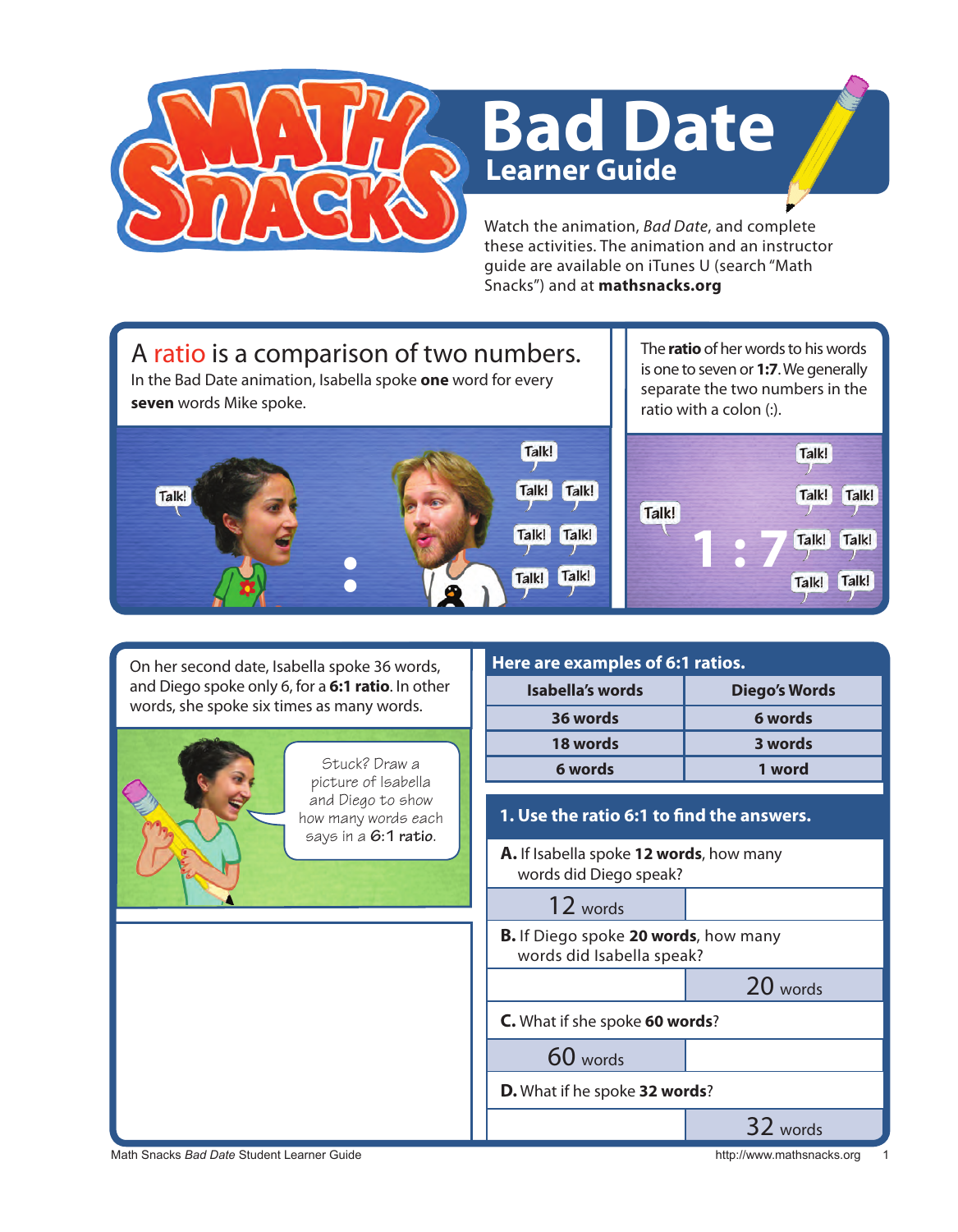# Bad Date

## Learner Guide

Watch the animation, *Bad Date*, and complete these activities. The animation and an instructor guide are available on iTunes U (search "Math Snacks") and at **mathsnacks.org**

## A ratio is a comparison of two numbers.

In the Bad Date animation, Isabella spoke **one** word for every **seven** words Mike spoke.

The **ratio** of her words to his words is one to seven or **1:7**. We generally separate the two numbers in the ratio with a colon (:).

On her second date, Isabella spoke 36 words, and Diego spoke only 6, for a **6:1 ratio**. In other words, she spoke six times as many words.

Stuck? Draw a picture of Isabella and Diego to show how many words each says in a 6:1 ratio.

**Here are examples of 6:1 ratios.**

| Isabella's words | Diego's Words |
|---|---|
| 36 words | 6 words |
| 18 words | 3 words |
| 6 words | 1 word |

### 1. Use the ratio 6:1 to find the answers.

**A.** If Isabella spoke **12 words**, how many words did Diego speak?

| | |
|---|---|
| 12 words | |

**B.** If Diego spoke **20 words**, how many words did Isabella speak?

| | |
|---|---|
| | 20 words |

**C.** What if she spoke **60 words**?

| | |
|---|---|
| 60 words | |

**D.** What if he spoke **32 words**?

| | |
|---|---|
| | 32 words |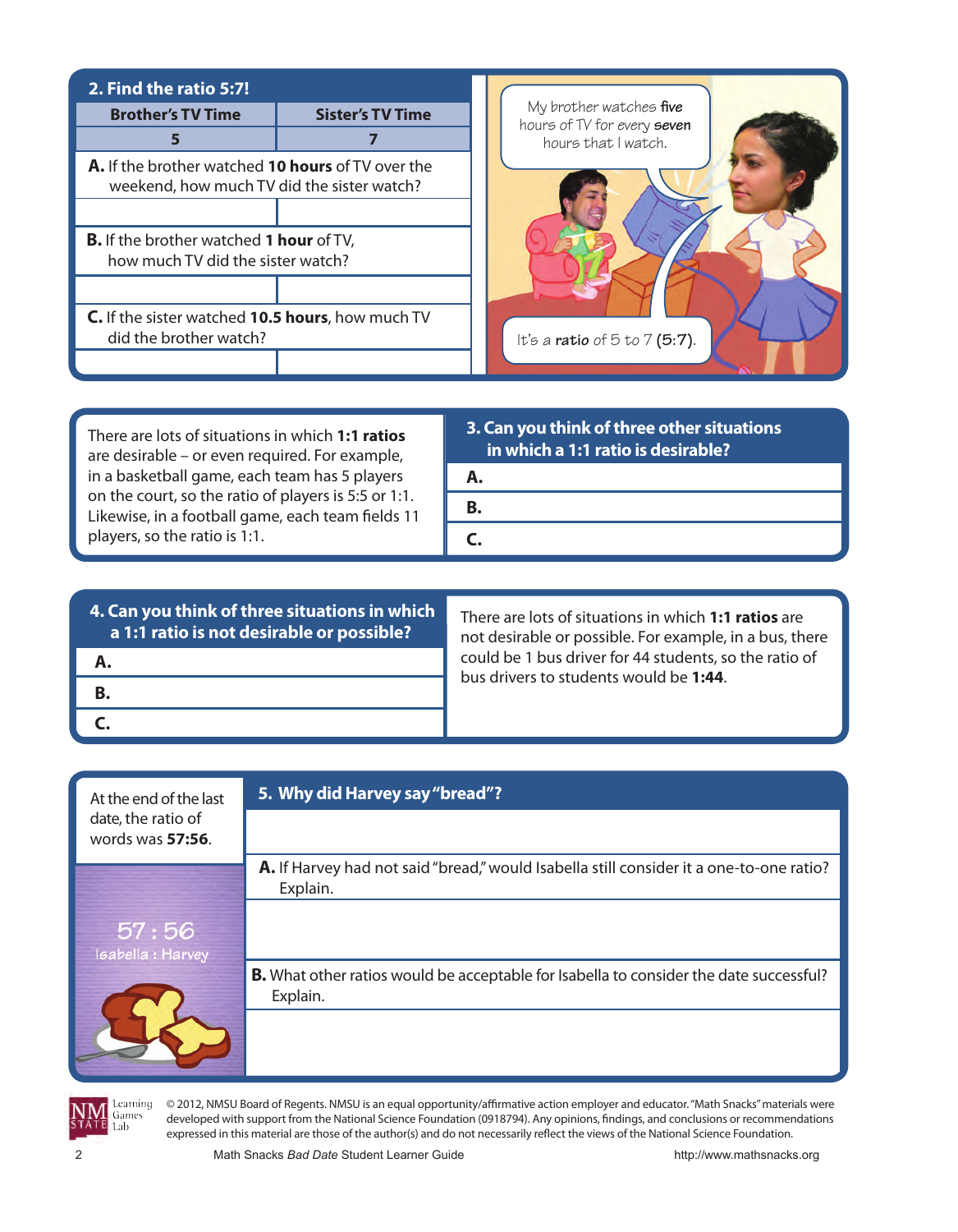## 2. Find the ratio 5:7!

| Brother's TV Time | Sister's TV Time |
|---|---|
| 5 | 7 |

**A.** If the brother watched **10 hours** of TV over the weekend, how much TV did the sister watch?

| | |
|---|---|
| | |

**B.** If the brother watched **1 hour** of TV, how much TV did the sister watch?

| | |
|---|---|
| | |

**C.** If the sister watched **10.5 hours**, how much TV did the brother watch?

| | |
|---|---|
| | |

My brother watches **five** hours of TV for every **seven** hours that I watch.

It's a **ratio** of 5 to 7 **(5:7)**.

There are lots of situations in which **1:1 ratios** are desirable – or even required. For example, in a basketball game, each team has 5 players on the court, so the ratio of players is 5:5 or 1:1. Likewise, in a football game, each team fields 11 players, so the ratio is 1:1.

## 3. Can you think of three other situations in which a 1:1 ratio is desirable?

**A.**

**B.**

**C.**

## 4. Can you think of three situations in which a 1:1 ratio is not desirable or possible?

**A.**

**B.**

**C.**

There are lots of situations in which **1:1 ratios** are not desirable or possible. For example, in a bus, there could be 1 bus driver for 44 students, so the ratio of bus drivers to students would be **1:44**.

At the end of the last date, the ratio of words was **57:56**.

57 : 56
Isabella : Harvey

## 5. Why did Harvey say "bread"?

**A.** If Harvey had not said "bread," would Isabella still consider it a one-to-one ratio? Explain.

**B.** What other ratios would be acceptable for Isabella to consider the date successful? Explain.

© 2012, NMSU Board of Regents. NMSU is an equal opportunity/affirmative action employer and educator. "Math Snacks" materials were developed with support from the National Science Foundation (0918794). Any opinions, findings, and conclusions or recommendations expressed in this material are those of the author(s) and do not necessarily reflect the views of the National Science Foundation.